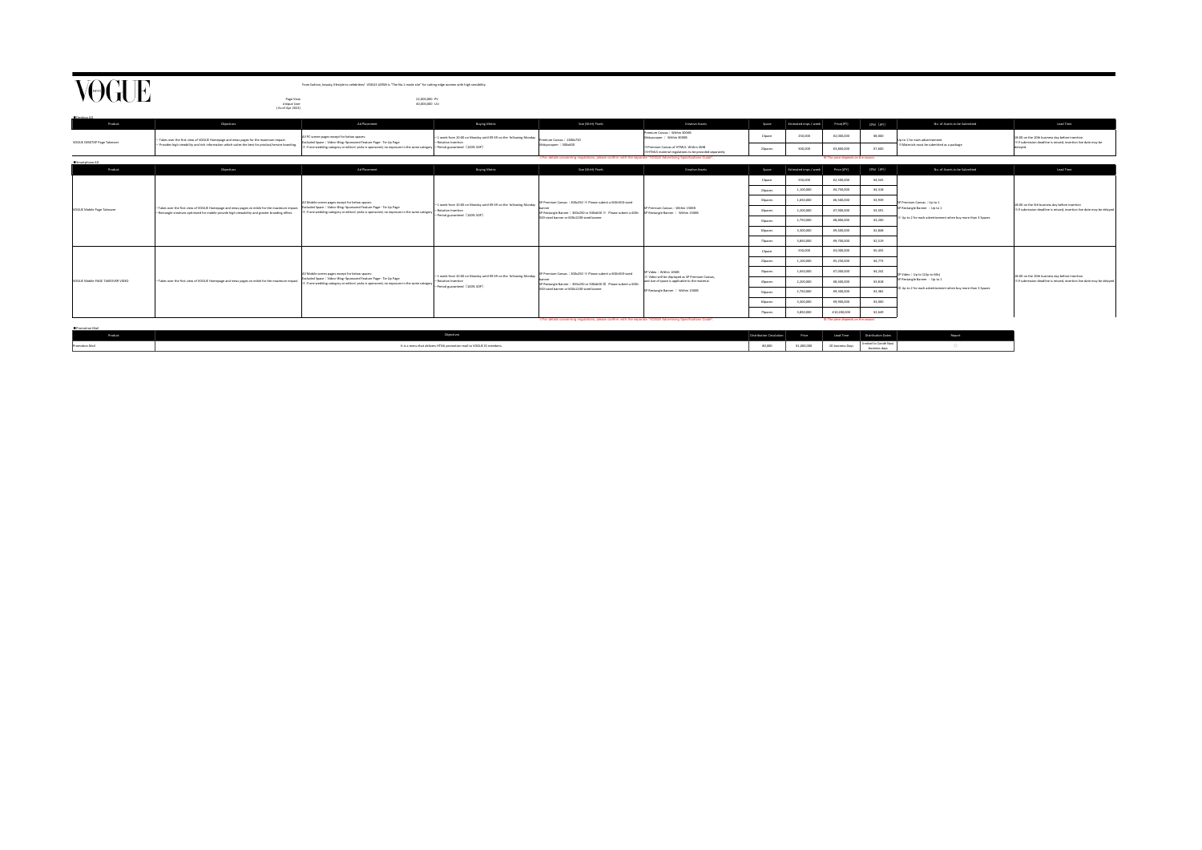# VOGUE

From fashion, beauty, lifestyle to celebrities! VOGUE JAPAN is "The No.1 mode site" for cutting-edge women with high sensibility.

Page View 22,000,000 PV
Unique User 40,000,000 UU
(As of Apr 2022)

■Desktop AD

| Product | Objectives | Ad Placement | Buying Metric | Size (WxH) Pixels | Creative Assets | Space | Estimated imps / week | Price (JPY) | CPM (JPY) | No. of Assets to be Submitted | Lead Time |
|---|---|---|---|---|---|---|---|---|---|---|---|
| VOGUE DESKTOP Page Takeover | ・Takes over the first view of VOGUE Homepage and news pages for the maximum impact.<br>・Provides high viewability and rich information which suites the best for product/service branding. | All PC screen pages except for below spaces:<br>Excluded Space：Video・Blog・Sponsored Feature Page・Tie-Up Page<br>※ If one wedding category or editors' picks is sponsored, no exposure in the same category | ・1 week from 10:00 on Monday until 09:59 on the following Monday<br>・Rotation Insertion<br>・Period guaranteed（100% SOP） | Premium Canvas：1280x720<br>Skyscraper：300x600 | Premium Canvas：Within 300KB<br>Skyscraper：Within 300KB<br>※Premium Canvas of HTML5: Within 4MB<br>※HTML5 material regulations to be provided separately | 1Space | 250,000 | ¥2,000,000 | ¥8,000 | Up to 1 for each advertisement<br>※Materials must be submitted as a package | 18:00 on the 10th business day before insertion<br>※If submission deadline is missed, insertion live date may be delayed. |
| | | | | | | 2Spaces | 500,000 | ¥3,800,000 | ¥7,600 | | |

※For details concerning regulations, please confirm with the separate "VOGUE Advertising Specifications Guide".
※ The price depends on the season.

■Smartphone AD

| Product | Objectives | Ad Placement | Buying Metric | Size (WxH) Pixels | Creative Assets | Space | Estimated imps / week | Price (JPY) | CPM (JPY) | No. of Assets to be Submitted | Lead Time |
|---|---|---|---|---|---|---|---|---|---|---|---|
| VOGUE Mobile Page Takeover | ・Takes over the first view of VOGUE Homepage and news pages on mobile for the maximum impact.<br>・Rectangle creatives optimized for mobile provide high viewability and greater branding effect. | All Mobile screen pages except for below spaces:<br>Excluded Space：Video・Blog・Sponsored Feature Page・Tie-Up Page<br>※ If one wedding category or editors' picks is sponsored, no exposure in the same category | ・1 week from 10:00 on Monday until 09:59 on the following Monday<br>・Rotation Insertion<br>・Period guaranteed（100% SOP） | SP Premium Canvas：300x250 ※ Please submit a 600x500-sized banner<br>SP Rectangle Banner：300x250 or 300x600 ※ Please submit a 600x500-sized banner or 600x1200-sized banner | SP Premium Canvas：Within 150KB<br>SP Rectangle Banner：Within 150KB | 1Space | 550,000 | ¥2,500,000 | ¥4,545 | SP Premium Canvas：Up to 1<br>SP Rectangle Banner：Up to 1<br>※ Up to 2 for each advertisement when buy more than 3 Spaces | 18:00 on the 5th business day before insertion<br>※If submission deadline is missed, insertion live date may be delayed. |
| | | | | | | 2Spaces | 1,100,000 | ¥4,750,000 | ¥4,318 | | |
| | | | | | | 3Spaces | 1,650,000 | ¥6,500,000 | ¥3,939 | | |
| | | | | | | 4Spaces | 2,200,000 | ¥7,900,000 | ¥3,591 | | |
| | | | | | | 5Spaces | 2,750,000 | ¥8,800,000 | ¥3,200 | | |
| | | | | | | 6Spaces | 3,300,000 | ¥9,400,000 | ¥2,848 | | |
| | | | | | | 7Spaces | 3,850,000 | ¥9,700,000 | ¥2,519 | | |
| VOGUE Mobile PAGE TAKEOVER VIDEO | ・Takes over the first view of VOGUE Homepage and news pages on mobile for the maximum impact. | All Mobile screen pages except for below spaces:<br>Excluded Space：Video・Blog・Sponsored Feature Page・Tie-Up Page<br>※ If one wedding category or editors' picks is sponsored, no exposure in the same category | ・1 week from 10:00 on Monday until 09:59 on the following Monday<br>・Rotation Insertion<br>・Period guaranteed（100% SOP） | SP Premium Canvas：300x250 ※ Please submit a 600x500-sized banner<br>SP Rectangle Banner：300x250 or 300x600 ※ Please submit a 600x500-sized banner or 600x1200-sized banner | SP Video：Within 10MB<br>※ Video will be displayed as SP Premium Canvas, and size of space is applicable to the material.<br>SP Rectangle Banner：Within 150KB | 1Space | 550,000 | ¥3,000,000 | ¥5,455 | SP Video：Up to 1(Up to 60s)<br>SP Rectangle Banner：Up to 1<br>※ Up to 2 for each advertisement when buy more than 3 Spaces | 18:00 on the 10th business day before insertion<br>※If submission deadline is missed, insertion live date may be delayed. |
| | | | | | | 2Spaces | 1,100,000 | ¥5,250,000 | ¥4,773 | | |
| | | | | | | 3Spaces | 1,650,000 | ¥7,000,000 | ¥4,243 | | |
| | | | | | | 4Spaces | 2,200,000 | ¥8,400,000 | ¥3,818 | | |
| | | | | | | 5Spaces | 2,750,000 | ¥9,300,000 | ¥3,382 | | |
| | | | | | | 6Spaces | 3,300,000 | ¥9,900,000 | ¥3,000 | | |
| | | | | | | 7Spaces | 3,850,000 | ¥10,200,000 | ¥2,649 | | |

※For details concerning regulations, please confirm with the separate "VOGUE Advertising Specifications Guide".
※ The price depends on the season.

■Promotion Mail

| Product | Objectives | Distribution Circulation | Price | Lead Time | Distribution Dates | Report |
|---|---|---|---|---|---|---|
| Promotion Mail | It is a menu that delivers HTML promotion mail to VOGUE ID members. | 80,000 | ¥1,000,000 | 20 business Days | Limited to Condé Nast business days | ○ |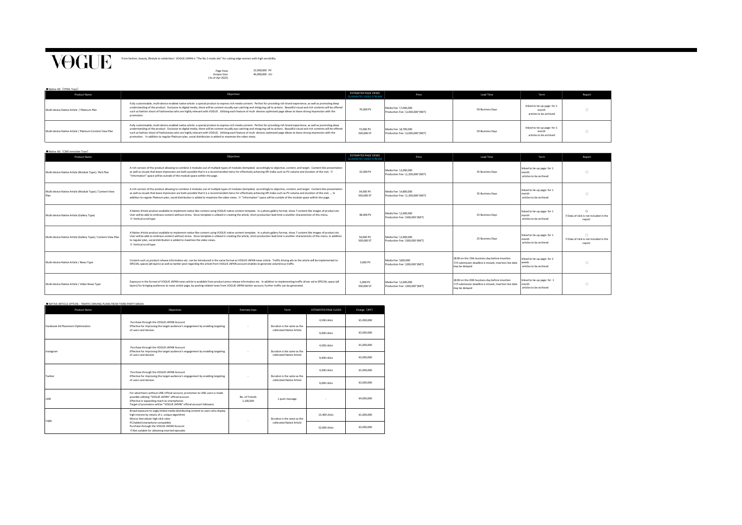VOGUE

From fashion, beauty, lifestyle to celebrities! VOGUE JAPAN is "The No.1 mode site" for cutting edge women with high sensibility.

Page View 22,000,000 PV
Unique User 40,000,000 UU
( As of Apr 2022)

■Native AD （HTML Type）

| Product Name | Objectives | ESTIMATED PAGE VIEWS GUARANTEE VIDEO STREAM | Price | Lead Time | Term | Report |
|---|---|---|---|---|---|---|
| Multi-device Native Article / Platinum Plan | Fully customizable, multi-device enabled native article: a special product to express rich media content. Perfect for providing rich brand experience, as well as promoting deep understanding of the product. Exclusive to digital media, there will be content visually eye catching and intriguing call to actions. Beautiful visual and rich contents will be offered such as fashion shoot of fashionistas who are highly relevant with VOGUE. Utilizing each feature of multi- devices optimized page allows to leave strong impression with the promotion. | 70,000 PV | Media Fee: \7,000,000<br>Production Fee: \3,000,000~(NET) | 50 Business Days | linked to tie-up page: for 1 month<br>articles to be archived | ○ |
| Multi-device Native Article / Platinum Content View Plan | Fully customizable, multi-device enabled native article: a special product to express rich media content. Perfect for providing rich brand experience, as well as promoting deep understanding of the product. Exclusive to digital media, there will be content visually eye catching and intriguing call to actions. Beautiful visual and rich contents will be offered such as fashion shoot of fashionistas who are highly relevant with VOGUE. Utilizing each feature of multi- devices optimized page allows to leave strong impression with the promotion. In addition to regular Platinum plan, social distribution is added to maximize the video views. | 72,000 PV<br>500,000 ST | Media Fee: \8,700,000<br>Production Fee: \3,000,000~(NET) | 50 Business Days | linked to tie-up page: for 1 month<br>articles to be archived | ○ |

■Native AD （CMS template Type）

| Product Name | Objectives | ESTIMATED PAGE VIEWS GUARANTEE VIDEO STREAM | Price | Lead Time | Term | Report |
|---|---|---|---|---|---|---|
| Multi-device Native Article (Module Type) / Rich Plan | A rich version of the product allowing to combine 3 modules out of multiple types of modules (template) accordingly to objective, content, and target. Content-like presentation as well as visuals that leave impression are both possible that it is a recommended menu for effectively achieving KPI index such as PV volume and duration of the visit. ※ "Information" space will be outside of the module space within the page. | 32,000 PV | Media Fee: \3,000,000<br>Production Fee: \1,200,000~(NET) | 35 Business Days | linked to tie-up page: for 1 month<br>articles to be archived | ○ |
| Multi-device Native Article (Module Type) / Content View Plan | A rich version of the product allowing to combine 3 modules out of multiple types of modules (template) accordingly to objective, content, and target. Content-like presentation as well as visuals that leave impression are both possible that it is a recommended menu for effectively achieving KPI index such as PV volume and duration of the visit. . In addition to regular Platinum plan, social distribution is added to maximize the video views. ※ "Information" space will be outside of the module space within the page. | 34,000 PV<br>500,000 ST | Media Fee: \4,800,000<br>Production Fee: \1,200,000~(NET) | 35 Business Days | linked to tie-up page: for 1 month<br>articles to be archived | ○ |
| Multi-device Native Article (Gallery Type) | A Native Article product available to implement native-like content using VOGUE native content template. In a photo gallery format, show 7 content-like images of product etc. User will be able to embrace content without stress. Since template is utilized in creating the article, short production lead time is another characteristic of this menu.<br>※ Vertical scroll type | 48,000 PV | Media Fee: \2,000,000<br>Production Fee: \500,000~(NET) | 25 Business Days | linked to tie-up page: for 1 month<br>articles to be archived | ○<br>※Data of click is not included in the report. |
| Multi-device Native Article (Gallery Type) / Content View Plan | A Native Article product available to implement native-like content using VOGUE native content template. In a photo gallery format, show 7 content-like images of product etc. User will be able to embrace content without stress. Since template is utilized in creating the article, short production lead time is another characteristic of this menu. In addition to regular plan, social distribution is added to maximize the video views.<br>※ Vertical scroll type | 50,000 PV<br>500,000 ST | Media Fee: \3,900,000<br>Production Fee: \500,000~(NET) | 25 Business Days | linked to tie-up page: for 1 month<br>articles to be archived | ○<br>※Data of click is not included in the report. |
| Multi-device Native Article / News Type | Content such as product release information etc. can be introduced in the same format as VOGUE JAPAN news article. Traffic driving ads to the article will be implemented to SPECIAL spaces (all layers) as well as twitter post regarding the article from VOGUE JAPAN account enables to generate voluminous traffic. | 5,000 PV | Media Fee: \600,000<br>Production Fee: \200,000~(NET) | 18:00 on the 15th business day before insertion<br>※If submission deadline is missed, insertion live date may be delayed | linked to tie-up page: for 2 weeks<br>articles to be archived | ○ |
| Multi-device Native Article / Video News Type | Exposure in the format of VOGUE JAPAN news article is available from product press release information etc. In addition to implementing traffic driver ad to SPECIAL space (all layers) for bringing audiences to news article page, by posting related news from VOGUE JAPAN twitter account, further traffic can be generated. | 5,000 PV<br>500,000 ST | Media Fee: \2,600,000<br>Production Fee: \200,000~(NET) | 18:00 on the 20th business day before insertion<br>※If submission deadline is missed, insertion live date may be delayed | linked to tie-up page: for 1 month<br>articles to be archived | ○ |

■NATIVE ARTICLE OPTION – TRAFFIC DRIVING PLANS FROM THIRD PARTY MEDIA

| Product Name | Objectives | Estimate Imps | Term | ESTIMATED PAGE CLICKS | Charge（JPY） |
|---|---|---|---|---|---|
| Facebook Ad Placement Optimization | Purchase through the VOGUE JAPAN Account<br>Effective for improving the target audience's engagement by enabling targeting of users and devices | - | Duration is the same as the collerated Native Article | 4,500 clicks | ¥1,000,000 |
| | | | | 9,400 clicks | ¥2,000,000 |
| Instagram | Purchase through the VOGUE JAPAN Account<br>Effective for improving the target audience's engagement by enabling targeting of users and devices | - | Duration is the same as the collerated Native Article | 4,500 clicks | ¥1,000,000 |
| | | | | 9,400 clicks | ¥2,000,000 |
| Twitter | Purchase through the VOGUE JAPAN Account<br>Effective for improving the target audience's engagement by enabling targeting of users and devices | - | Duration is the same as the collerated Native Article | 4,300 clicks | ¥1,000,000 |
| | | | | 9,000 clicks | ¥2,000,000 |
| LINE | For advertisers without LINE official account, promotion to LINE users is made possible utilizing "VOGUE JAPAN" official account.<br>Effective in expanding reach to smartphones<br>Target of promotion will be "VOGUE JAPAN" official account followers. | No. of Friends 1,100,000 | 1 push message | - | ¥4,000,000 |
| Logly | Broad exposure to Logly-linked media (distributing content to users who display high interest by means of a unique algorithm)<br>Menus that obtain high click rates<br>PC/tablet/smartphone compatible<br>Purchase through the VOGUE JAPAN Account<br>※Not suitable for obtaining inserted episodes | - | Duration is the same as the collerated Native Article | 15,400 clicks | ¥1,000,000 |
| | | | | 32,000 clicks | ¥2,000,000 |